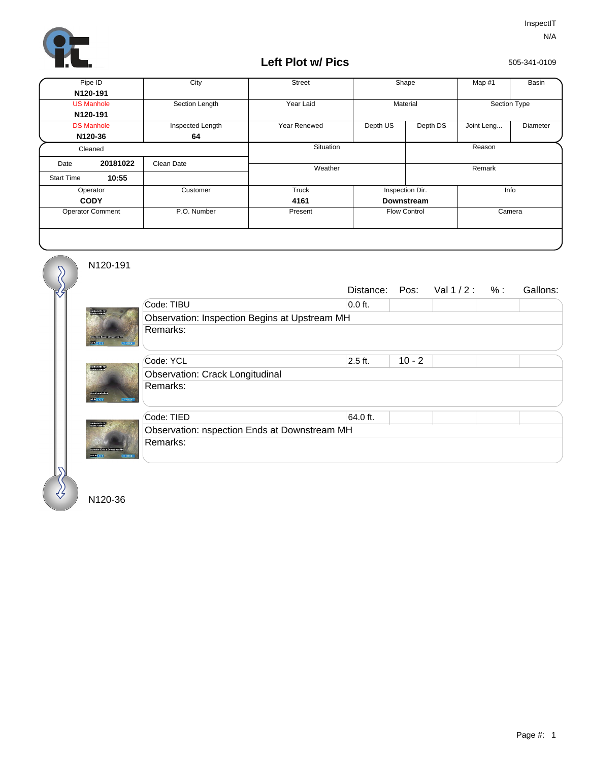InspectIT
N/A

# Left Plot w/ Pics

505-341-0109

| Pipe ID | City | Street | Shape | | Map #1 | Basin |
|---|---|---|---|---|---|---|
| **N120-191** | | | | | | |
| US Manhole | Section Length | Year Laid | Material | | Section Type | |
| **N120-191** | | | | | | |
| DS Manhole | Inspected Length | Year Renewed | Depth US | Depth DS | Joint Leng... | Diameter |
| **N120-36** | **64** | | | | | |

| Cleaned | | Situation | Reason |
|---|---|---|---|
| Date **20181022** | Clean Date | Weather | Remark |
| Start Time **10:55** | | | |

| Operator | Customer | Truck | Inspection Dir. | Info |
|---|---|---|---|---|
| **CODY** | | **4161** | **Downstream** | |
| Operator Comment | P.O. Number | Present | Flow Control | Camera |

N120-191

| | Distance: | Pos: | Val 1 / 2 : | % : | Gallons: |
|---|---|---|---|---|---|
| Code: TIBU | 0.0 ft. | | | | |
| Observation: Inspection Begins at Upstream MH | | | | | |
| Remarks: | | | | | |
| Code: YCL | 2.5 ft. | 10 - 2 | | | |
| Observation: Crack Longitudinal | | | | | |
| Remarks: | | | | | |
| Code: TIED | 64.0 ft. | | | | |
| Observation: nspection Ends at Downstream MH | | | | | |
| Remarks: | | | | | |

N120-36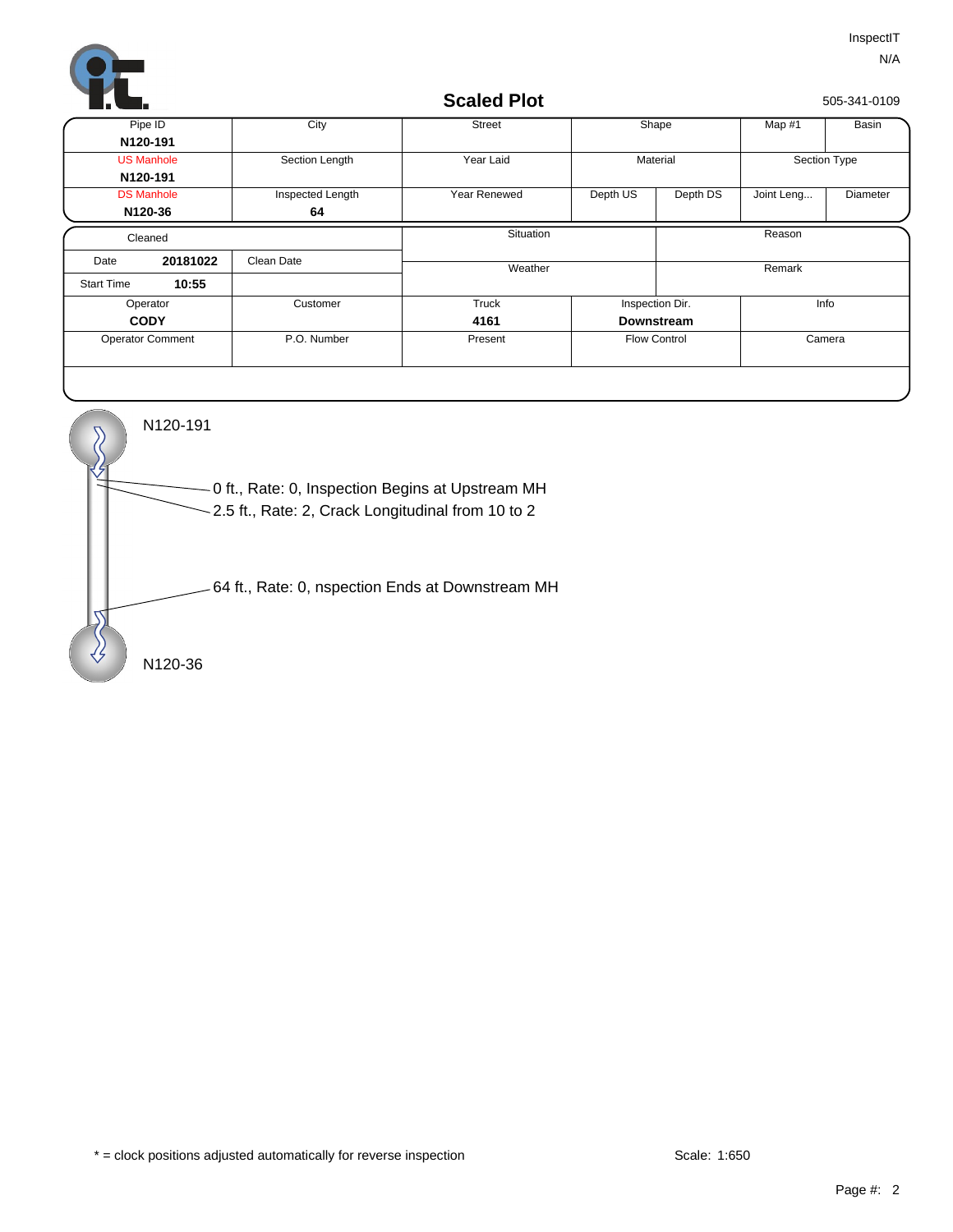InspectIT

N/A

## Scaled Plot

505-341-0109

| Pipe ID | City | Street | Shape | | Map #1 | Basin |
|---|---|---|---|---|---|---|
| N120-191 | | | | | | |
| US Manhole | Section Length | Year Laid | Material | | Section Type | |
| N120-191 | | | | | | |
| DS Manhole | Inspected Length | Year Renewed | Depth US | Depth DS | Joint Leng... | Diameter |
| N120-36 | 64 | | | | | |

| Cleaned | | | Situation | Reason |
|---|---|---|---|---|
| Date | 20181022 | Clean Date | Weather | Remark |
| Start Time | 10:55 | | | |

| Operator | Customer | Truck | Inspection Dir. | Info |
|---|---|---|---|---|
| CODY | | 4161 | Downstream | |
| Operator Comment | P.O. Number | Present | Flow Control | Camera |
| | | | | |

N120-191

0 ft., Rate: 0, Inspection Begins at Upstream MH

2.5 ft., Rate: 2, Crack Longitudinal from 10 to 2

64 ft., Rate: 0, nspection Ends at Downstream MH

N120-36

* = clock positions adjusted automatically for reverse inspection

Scale: 1:650